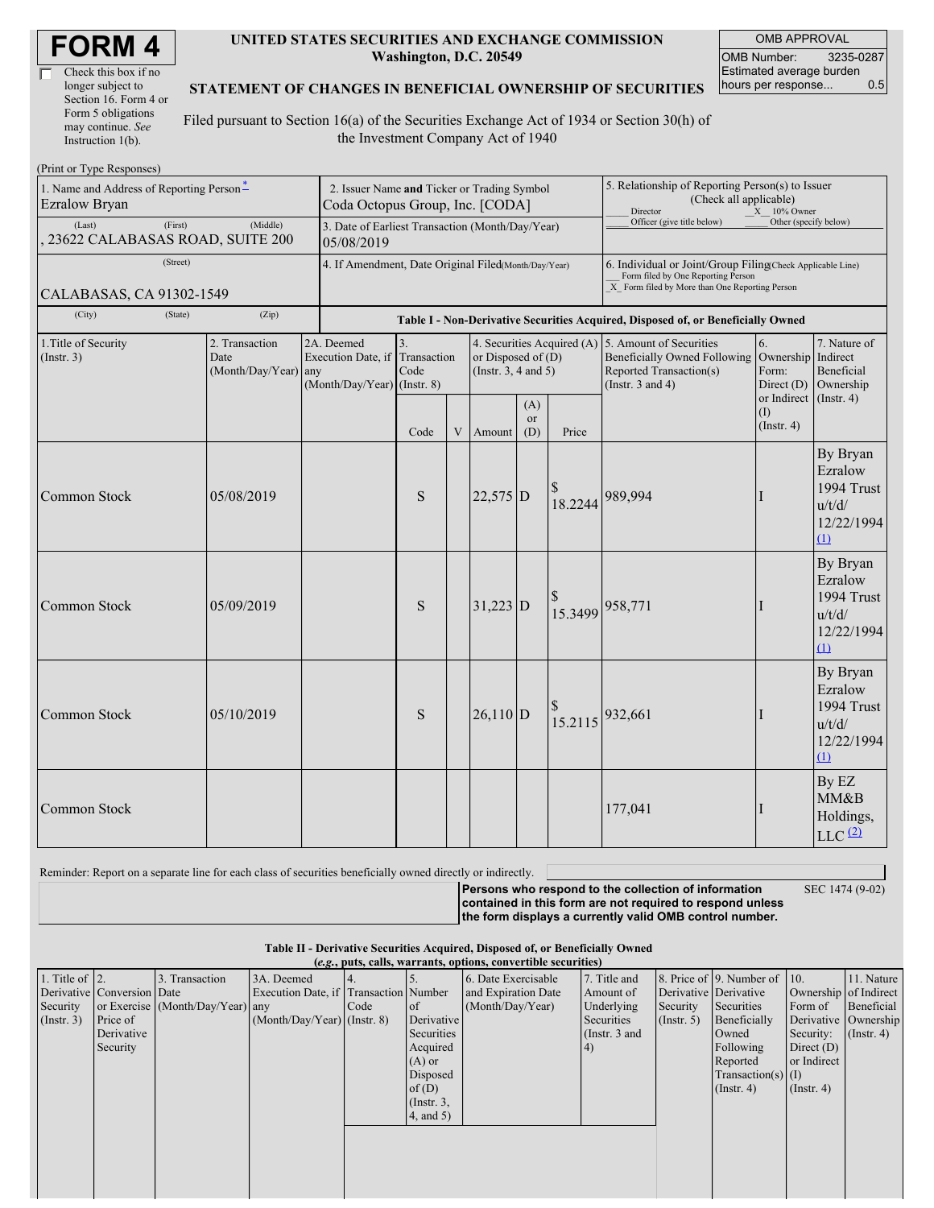# FORM 4

☐ Check this box if no longer subject to Section 16. Form 4 or Form 5 obligations may continue. *See* Instruction 1(b).

**UNITED STATES SECURITIES AND EXCHANGE COMMISSION**
**Washington, D.C. 20549**

**STATEMENT OF CHANGES IN BENEFICIAL OWNERSHIP OF SECURITIES**

Filed pursuant to Section 16(a) of the Securities Exchange Act of 1934 or Section 30(h) of the Investment Company Act of 1940

| OMB APPROVAL | |
|---|---|
| OMB Number: | 3235-0287 |
| Estimated average burden hours per response... | 0.5 |

(Print or Type Responses)

| | | |
|---|---|---|
| 1. Name and Address of Reporting Person * <br> Ezralow Bryan <br> (Last) (First) (Middle) <br> , 23622 CALABASAS ROAD, SUITE 200 <br> (Street) <br> CALABASAS, CA 91302-1549 <br> (City) (State) (Zip) | 2. Issuer Name **and** Ticker or Trading Symbol <br> Coda Octopus Group, Inc. [CODA] | 5. Relationship of Reporting Person(s) to Issuer (Check all applicable) <br> ___ Director _X_ 10% Owner <br> ___ Officer (give title below) ___ Other (specify below) |
| | 3. Date of Earliest Transaction (Month/Day/Year) <br> 05/08/2019 | |
| | 4. If Amendment, Date Original Filed (Month/Day/Year) | 6. Individual or Joint/Group Filing (Check Applicable Line) <br> ___ Form filed by One Reporting Person <br> _X_ Form filed by More than One Reporting Person |

**Table I - Non-Derivative Securities Acquired, Disposed of, or Beneficially Owned**

| 1.Title of Security (Instr. 3) | 2. Transaction Date (Month/Day/Year) | 2A. Deemed Execution Date, if any (Month/Day/Year) | 3. Transaction Code (Instr. 8) | | 4. Securities Acquired (A) or Disposed of (D) (Instr. 3, 4 and 5) | | | 5. Amount of Securities Beneficially Owned Following Reported Transaction(s) (Instr. 3 and 4) | 6. Ownership Form: Direct (D) or Indirect (I) (Instr. 4) | 7. Nature of Indirect Beneficial Ownership (Instr. 4) |
|---|---|---|---|---|---|---|---|---|---|---|
| | | | Code | V | Amount | (A) or (D) | Price | | | |
| Common Stock | 05/08/2019 | | S | | 22,575 | D | $ 18.2244 | 989,994 | I | By Bryan Ezralow 1994 Trust u/t/d/ 12/22/1994 (1) |
| Common Stock | 05/09/2019 | | S | | 31,223 | D | $ 15.3499 | 958,771 | I | By Bryan Ezralow 1994 Trust u/t/d/ 12/22/1994 (1) |
| Common Stock | 05/10/2019 | | S | | 26,110 | D | $ 15.2115 | 932,661 | I | By Bryan Ezralow 1994 Trust u/t/d/ 12/22/1994 (1) |
| Common Stock | | | | | | | | 177,041 | I | By EZ MM&B Holdings, LLC (2) |

Reminder: Report on a separate line for each class of securities beneficially owned directly or indirectly.

**Persons who respond to the collection of information contained in this form are not required to respond unless the form displays a currently valid OMB control number.** SEC 1474 (9-02)

**Table II - Derivative Securities Acquired, Disposed of, or Beneficially Owned**
**(*e.g.*, puts, calls, warrants, options, convertible securities)**

| 1. Title of Derivative Security (Instr. 3) | 2. Conversion or Exercise Price of Derivative Security | 3. Transaction Date (Month/Day/Year) | 3A. Deemed Execution Date, if any (Month/Day/Year) | 4. Transaction Code (Instr. 8) | 5. Number of Derivative Securities Acquired (A) or Disposed of (D) (Instr. 3, 4, and 5) | 6. Date Exercisable and Expiration Date (Month/Day/Year) | 7. Title and Amount of Underlying Securities (Instr. 3 and 4) | 8. Price of Derivative Security (Instr. 5) | 9. Number of Derivative Securities Beneficially Owned Following Reported Transaction(s) (Instr. 4) | 10. Ownership Form of Derivative Security: Direct (D) or Indirect (I) (Instr. 4) | 11. Nature of Indirect Beneficial Ownership (Instr. 4) |
|---|---|---|---|---|---|---|---|---|---|---|---|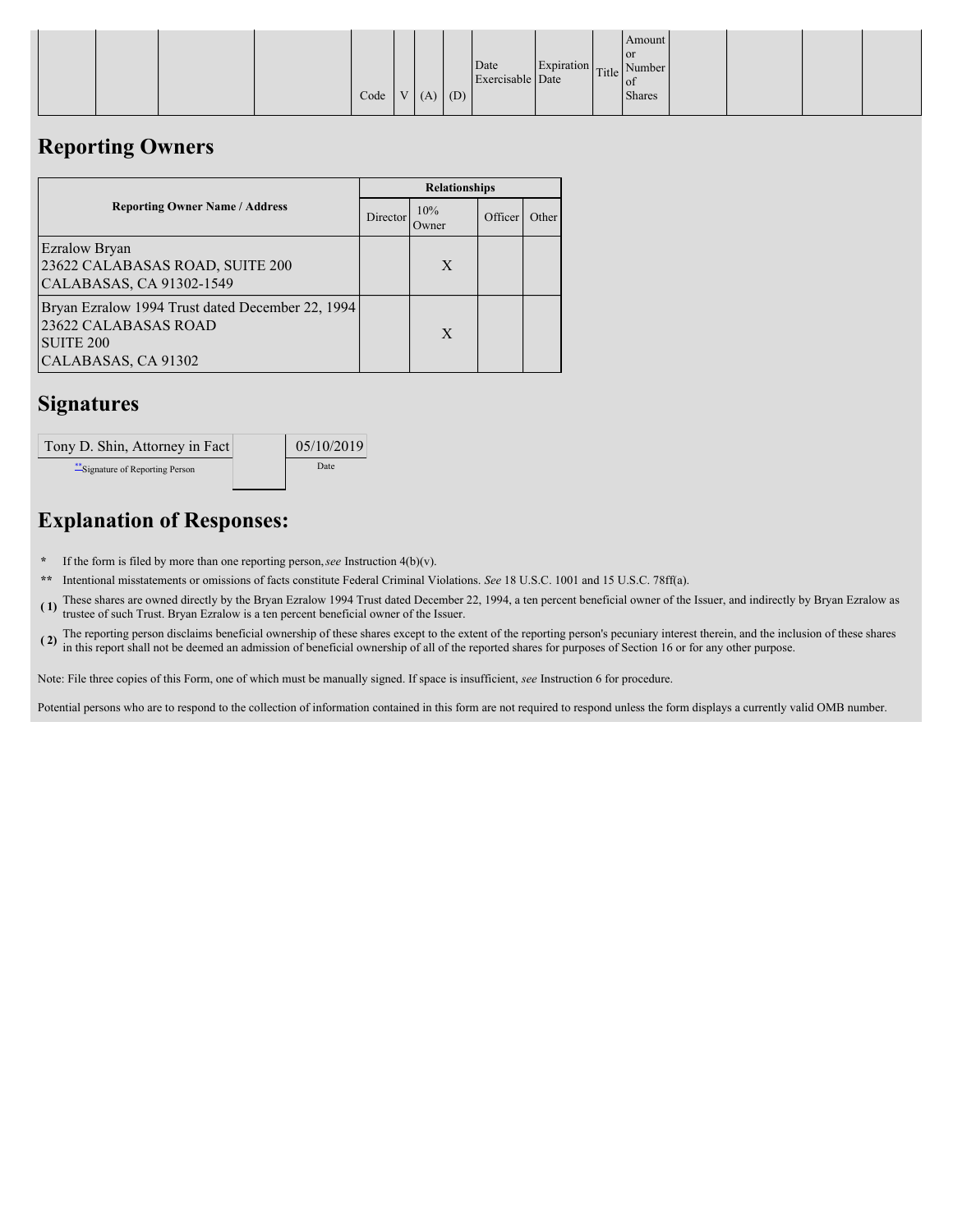| | | | | | | | | | | | | | | | |
|---|---|---|---|---|---|---|---|---|---|---|---|---|---|---|---|
| | | | | Code | V | (A) | (D) | Date Exercisable | Expiration Date | Title | Amount or Number of Shares | | | | |

## Reporting Owners

| Reporting Owner Name / Address | Relationships | | | |
|---|---|---|---|---|
| | Director | 10% Owner | Officer | Other |
| Ezralow Bryan<br>23622 CALABASAS ROAD, SUITE 200<br>CALABASAS, CA 91302-1549 | | X | | |
| Bryan Ezralow 1994 Trust dated December 22, 1994<br>23622 CALABASAS ROAD<br>SUITE 200<br>CALABASAS, CA 91302 | | X | | |

## Signatures

| | | |
|---|---|---|
| Tony D. Shin, Attorney in Fact | | 05/10/2019 |
| **Signature of Reporting Person | | Date |

## Explanation of Responses:

\* If the form is filed by more than one reporting person, *see* Instruction 4(b)(v).

** Intentional misstatements or omissions of facts constitute Federal Criminal Violations. *See* 18 U.S.C. 1001 and 15 U.S.C. 78ff(a).

( 1) These shares are owned directly by the Bryan Ezralow 1994 Trust dated December 22, 1994, a ten percent beneficial owner of the Issuer, and indirectly by Bryan Ezralow as trustee of such Trust. Bryan Ezralow is a ten percent beneficial owner of the Issuer.

( 2) The reporting person disclaims beneficial ownership of these shares except to the extent of the reporting person's pecuniary interest therein, and the inclusion of these shares in this report shall not be deemed an admission of beneficial ownership of all of the reported shares for purposes of Section 16 or for any other purpose.

Note: File three copies of this Form, one of which must be manually signed. If space is insufficient, *see* Instruction 6 for procedure.

Potential persons who are to respond to the collection of information contained in this form are not required to respond unless the form displays a currently valid OMB number.